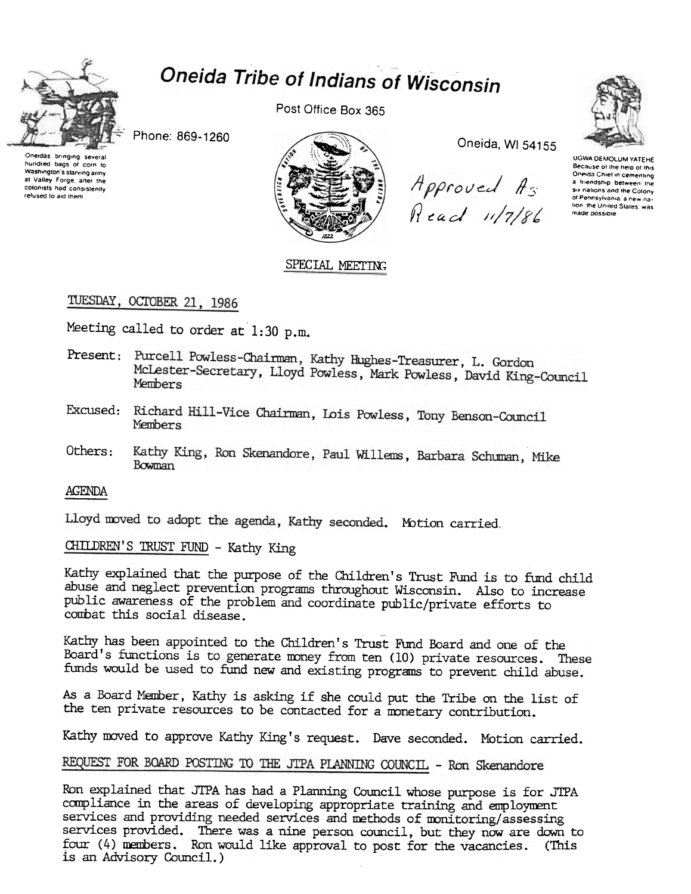# Oneida Tribe of Indians of Wisconsin

Post Office Box 365

Phone: 869-1260

Oneida, WI 54155

Oneidas bringing several hundred bags of corn to Washington's starving army at Valley Forge, after the colonists had consistently refused to aid them

UGWA DEMOLUM YATEHE
Because of the help of this Oneida Chief in cementing a friendship between the six nations and the Colony of Pennsylvania, a new nation, the United States, was made possible

*Approved As Read 11/7/86*

SPECIAL MEETING

TUESDAY, OCTOBER 21, 1986

Meeting called to order at 1:30 p.m.

Present: Purcell Powless-Chairman, Kathy Hughes-Treasurer, L. Gordon McLester-Secretary, Lloyd Powless, Mark Powless, David King-Council Members

Excused: Richard Hill-Vice Chairman, Lois Powless, Tony Benson-Council Members

Others: Kathy King, Ron Skenandore, Paul Willems, Barbara Schuman, Mike Bowman

## AGENDA

Lloyd moved to adopt the agenda, Kathy seconded. Motion carried.

## CHILDREN'S TRUST FUND - Kathy King

Kathy explained that the purpose of the Children's Trust Fund is to fund child abuse and neglect prevention programs throughout Wisconsin. Also to increase public awareness of the problem and coordinate public/private efforts to combat this social disease.

Kathy has been appointed to the Children's Trust Fund Board and one of the Board's functions is to generate money from ten (10) private resources. These funds would be used to fund new and existing programs to prevent child abuse.

As a Board Member, Kathy is asking if she could put the Tribe on the list of the ten private resources to be contacted for a monetary contribution.

Kathy moved to approve Kathy King's request. Dave seconded. Motion carried.

## REQUEST FOR BOARD POSTING TO THE JTPA PLANNING COUNCIL - Ron Skenandore

Ron explained that JTPA has had a Planning Council whose purpose is for JTPA compliance in the areas of developing appropriate training and employment services and providing needed services and methods of monitoring/assessing services provided. There was a nine person council, but they now are down to four (4) members. Ron would like approval to post for the vacancies. (This is an Advisory Council.)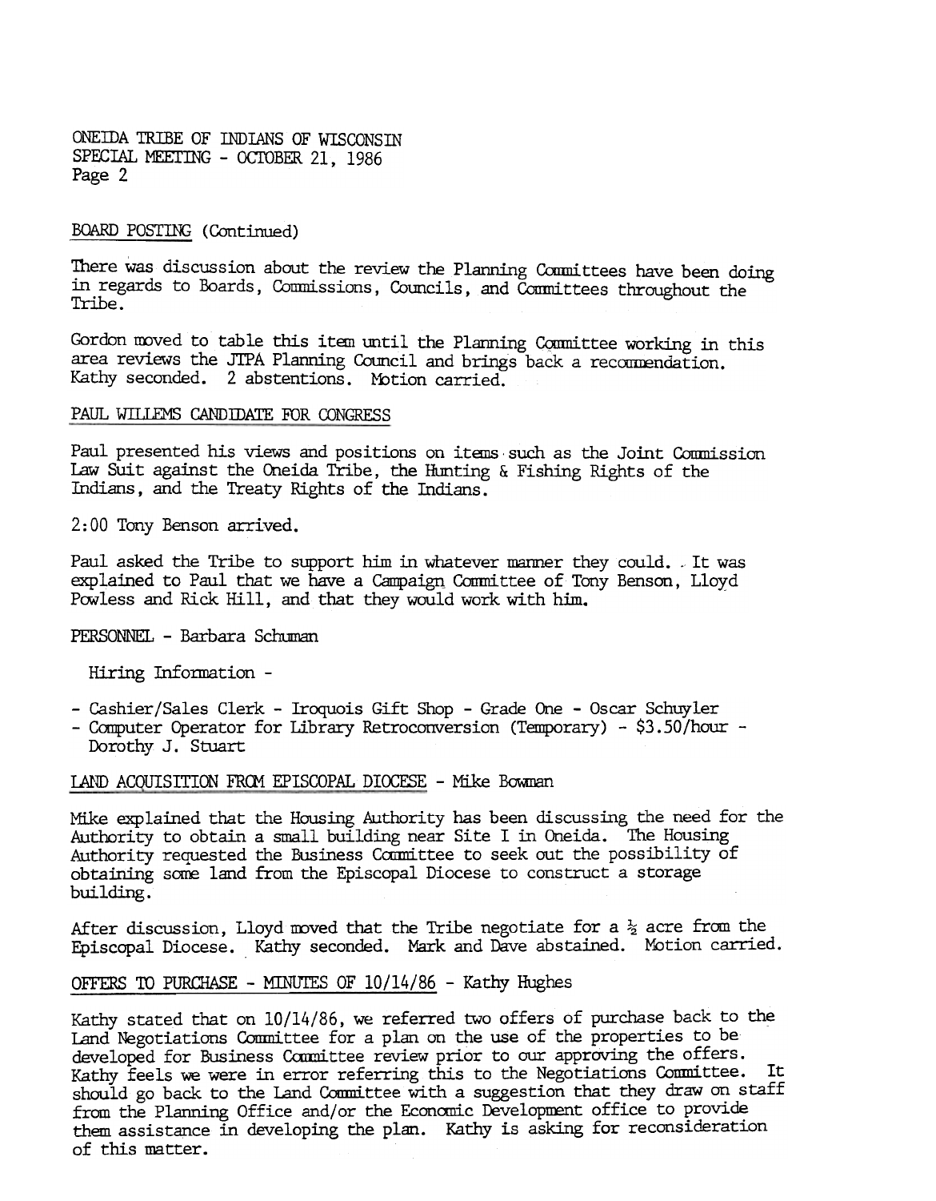BOARD POSTING (Continued)

There was discussion about the review the Planning Committees have been doing in regards to Boards, Commissions, Councils, and Committees throughout the Tribe.

Gordon moved to table this item until the Planning Committee working in this area reviews the JTPA Planning Council and brings back a recommendation. Kathy seconded. 2 abstentions. Motion carried.

PAUL WILLEMS CANDIDATE FOR CONGRESS

Paul presented his views and positions on items such as the Joint Commission Law Suit against the Oneida Tribe, the Hunting & Fishing Rights of the Indians, and the Treaty Rights of the Indians.

2:00 Tony Benson arrived.

Paul asked the Tribe to support him in whatever manner they could. It was explained to Paul that we have a Campaign Committee of Tony Benson, Lloyd Powless and Rick Hill, and that they would work with him.

PERSONNEL - Barbara Schuman

Hiring Information -

- Cashier/Sales Clerk - Iroquois Gift Shop - Grade One - Oscar Schuyler
- Computer Operator for Library Retroconversion (Temporary) - $3.50/hour - Dorothy J. Stuart

LAND ACQUISITION FROM EPISCOPAL DIOCESE - Mike Bowman

Mike explained that the Housing Authority has been discussing the need for the Authority to obtain a small building near Site I in Oneida. The Housing Authority requested the Business Committee to seek out the possibility of obtaining some land from the Episcopal Diocese to construct a storage building.

After discussion, Lloyd moved that the Tribe negotiate for a ½ acre from the Episcopal Diocese. Kathy seconded. Mark and Dave abstained. Motion carried.

OFFERS TO PURCHASE - MINUTES OF 10/14/86 - Kathy Hughes

Kathy stated that on 10/14/86, we referred two offers of purchase back to the Land Negotiations Committee for a plan on the use of the properties to be developed for Business Committee review prior to our approving the offers. Kathy feels we were in error referring this to the Negotiations Committee. It should go back to the Land Committee with a suggestion that they draw on staff from the Planning Office and/or the Economic Development office to provide them assistance in developing the plan. Kathy is asking for reconsideration of this matter.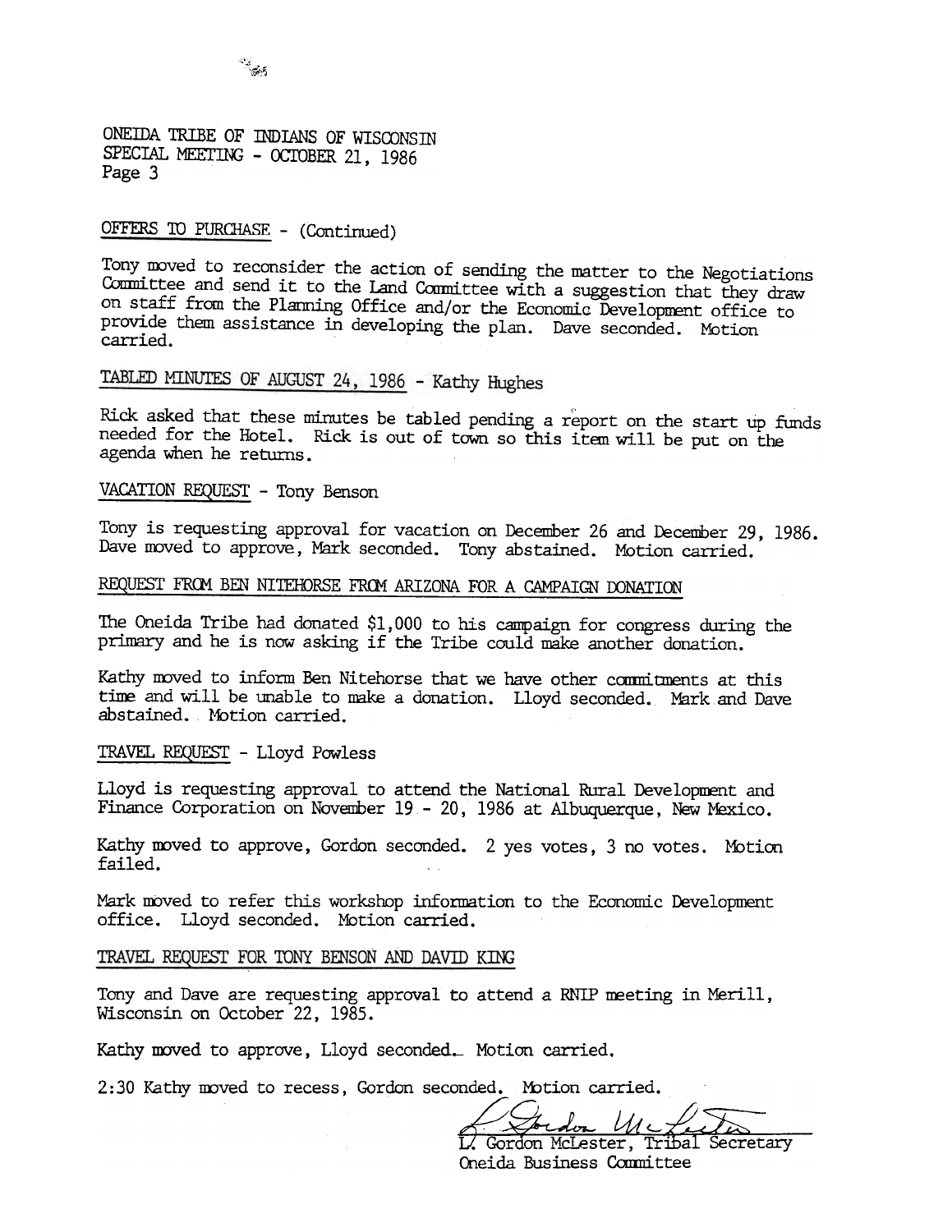ONEIDA TRIBE OF INDIANS OF WISCONSIN
SPECIAL MEETING - OCTOBER 21, 1986
Page 3

OFFERS TO PURCHASE - (Continued)

Tony moved to reconsider the action of sending the matter to the Negotiations Committee and send it to the Land Committee with a suggestion that they draw on staff from the Planning Office and/or the Economic Development office to provide them assistance in developing the plan. Dave seconded. Motion carried.

TABLED MINUTES OF AUGUST 24, 1986 - Kathy Hughes

Rick asked that these minutes be tabled pending a report on the start up funds needed for the Hotel. Rick is out of town so this item will be put on the agenda when he returns.

VACATION REQUEST - Tony Benson

Tony is requesting approval for vacation on December 26 and December 29, 1986. Dave moved to approve, Mark seconded. Tony abstained. Motion carried.

REQUEST FROM BEN NITEHORSE FROM ARIZONA FOR A CAMPAIGN DONATION

The Oneida Tribe had donated $1,000 to his campaign for congress during the primary and he is now asking if the Tribe could make another donation.

Kathy moved to inform Ben Nitehorse that we have other commitments at this time and will be unable to make a donation. Lloyd seconded. Mark and Dave abstained. Motion carried.

TRAVEL REQUEST - Lloyd Powless

Lloyd is requesting approval to attend the National Rural Development and Finance Corporation on November 19 - 20, 1986 at Albuquerque, New Mexico.

Kathy moved to approve, Gordon seconded. 2 yes votes, 3 no votes. Motion failed.

Mark moved to refer this workshop information to the Economic Development office. Lloyd seconded. Motion carried.

TRAVEL REQUEST FOR TONY BENSON AND DAVID KING

Tony and Dave are requesting approval to attend a RNIP meeting in Merill, Wisconsin on October 22, 1985.

Kathy moved to approve, Lloyd seconded. Motion carried.

2:30 Kathy moved to recess, Gordon seconded. Motion carried.

L. Gordon McLester, Tribal Secretary
Oneida Business Committee